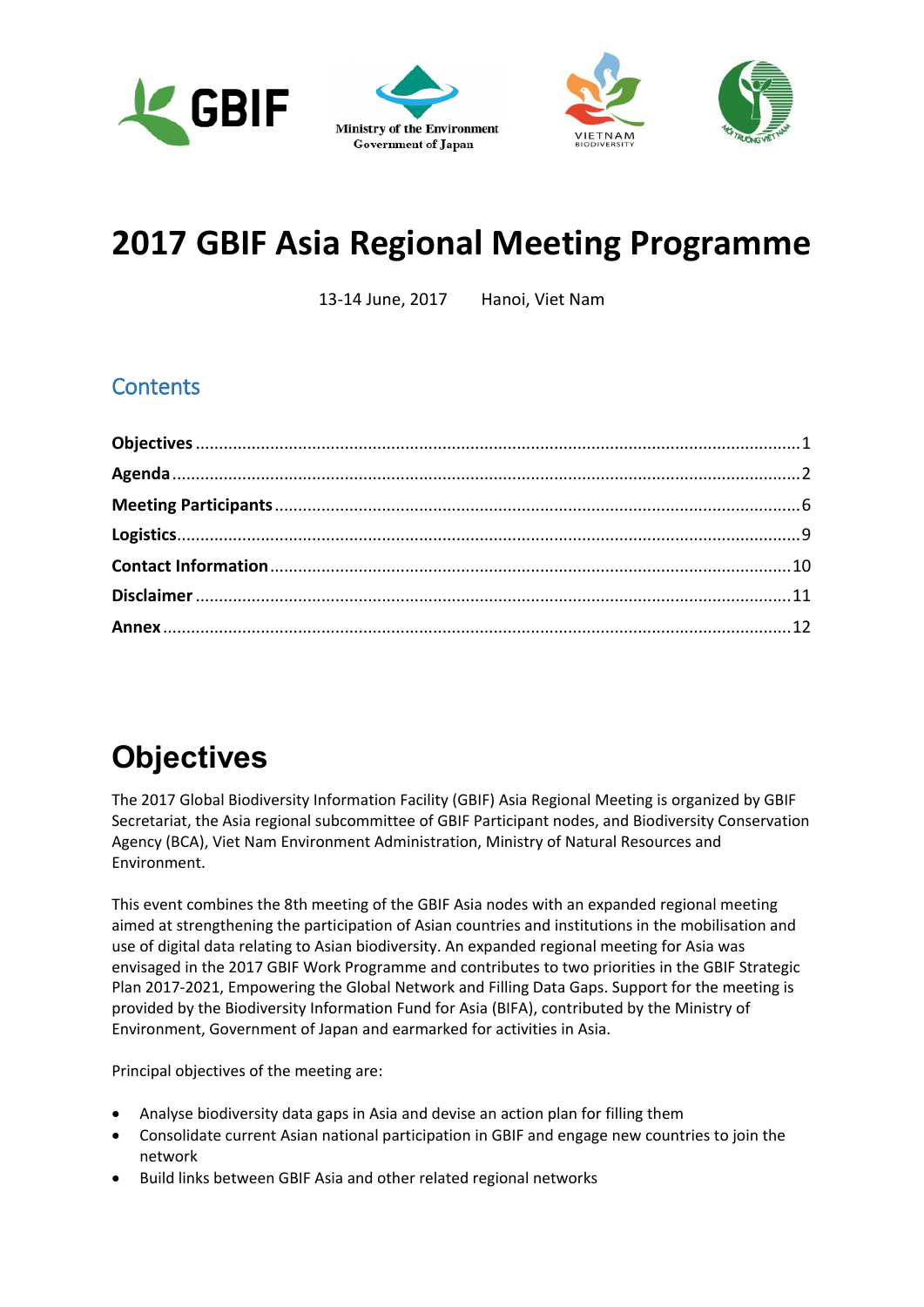Ministry of the Environment
Government of Japan

VIETNAM BIODIVERSITY

# 2017 GBIF Asia Regional Meeting Programme

13-14 June, 2017 Hanoi, Viet Nam

## Contents

**Objectives** ........................................ 1
**Agenda** ........................................ 2
**Meeting Participants** ........................................ 6
**Logistics** ........................................ 9
**Contact Information** ........................................ 10
**Disclaimer** ........................................ 11
**Annex** ........................................ 12

# Objectives

The 2017 Global Biodiversity Information Facility (GBIF) Asia Regional Meeting is organized by GBIF Secretariat, the Asia regional subcommittee of GBIF Participant nodes, and Biodiversity Conservation Agency (BCA), Viet Nam Environment Administration, Ministry of Natural Resources and Environment.

This event combines the 8th meeting of the GBIF Asia nodes with an expanded regional meeting aimed at strengthening the participation of Asian countries and institutions in the mobilisation and use of digital data relating to Asian biodiversity. An expanded regional meeting for Asia was envisaged in the 2017 GBIF Work Programme and contributes to two priorities in the GBIF Strategic Plan 2017-2021, Empowering the Global Network and Filling Data Gaps. Support for the meeting is provided by the Biodiversity Information Fund for Asia (BIFA), contributed by the Ministry of Environment, Government of Japan and earmarked for activities in Asia.

Principal objectives of the meeting are:

- Analyse biodiversity data gaps in Asia and devise an action plan for filling them
- Consolidate current Asian national participation in GBIF and engage new countries to join the network
- Build links between GBIF Asia and other related regional networks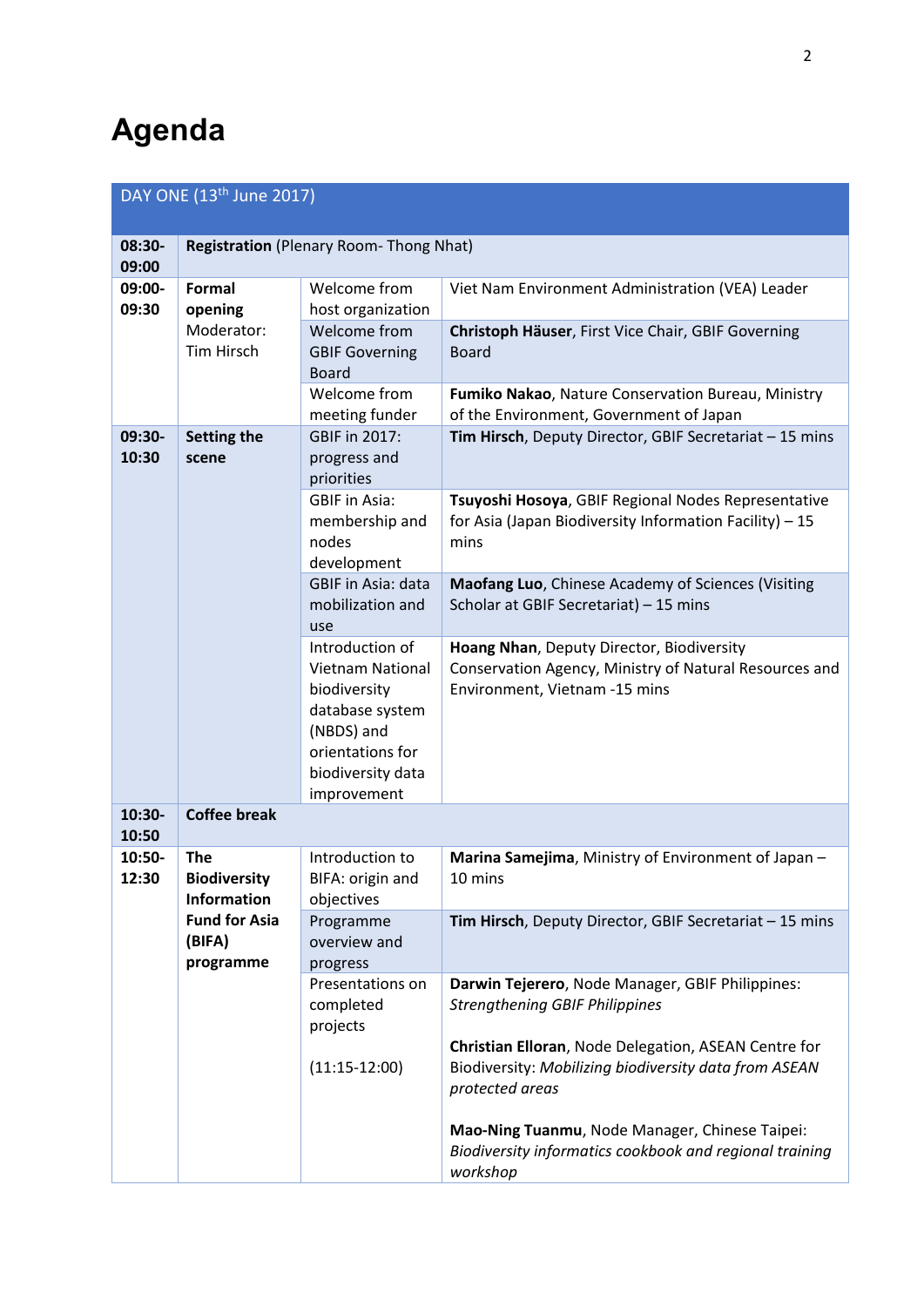# Agenda

| DAY ONE (13th June 2017) | | | |
|---|---|---|---|
| 08:30-09:00 | **Registration** (Plenary Room- Thong Nhat) | | |
| 09:00-09:30 | **Formal opening** Moderator: Tim Hirsch | Welcome from host organization | Viet Nam Environment Administration (VEA) Leader |
| | | Welcome from GBIF Governing Board | **Christoph Häuser**, First Vice Chair, GBIF Governing Board |
| | | Welcome from meeting funder | **Fumiko Nakao**, Nature Conservation Bureau, Ministry of the Environment, Government of Japan |
| 09:30-10:30 | **Setting the scene** | GBIF in 2017: progress and priorities | **Tim Hirsch**, Deputy Director, GBIF Secretariat – 15 mins |
| | | GBIF in Asia: membership and nodes development | **Tsuyoshi Hosoya**, GBIF Regional Nodes Representative for Asia (Japan Biodiversity Information Facility) – 15 mins |
| | | GBIF in Asia: data mobilization and use | **Maofang Luo**, Chinese Academy of Sciences (Visiting Scholar at GBIF Secretariat) – 15 mins |
| | | Introduction of Vietnam National biodiversity database system (NBDS) and orientations for biodiversity data improvement | **Hoang Nhan**, Deputy Director, Biodiversity Conservation Agency, Ministry of Natural Resources and Environment, Vietnam -15 mins |
| 10:30-10:50 | **Coffee break** | | |
| 10:50-12:30 | **The Biodiversity Information Fund for Asia (BIFA) programme** | Introduction to BIFA: origin and objectives | **Marina Samejima**, Ministry of Environment of Japan – 10 mins |
| | | Programme overview and progress | **Tim Hirsch**, Deputy Director, GBIF Secretariat – 15 mins |
| | | Presentations on completed projects (11:15-12:00) | **Darwin Tejerero**, Node Manager, GBIF Philippines: *Strengthening GBIF Philippines*<br><br>**Christian Elloran**, Node Delegation, ASEAN Centre for Biodiversity: *Mobilizing biodiversity data from ASEAN protected areas*<br><br>**Mao-Ning Tuanmu**, Node Manager, Chinese Taipei: *Biodiversity informatics cookbook and regional training workshop* |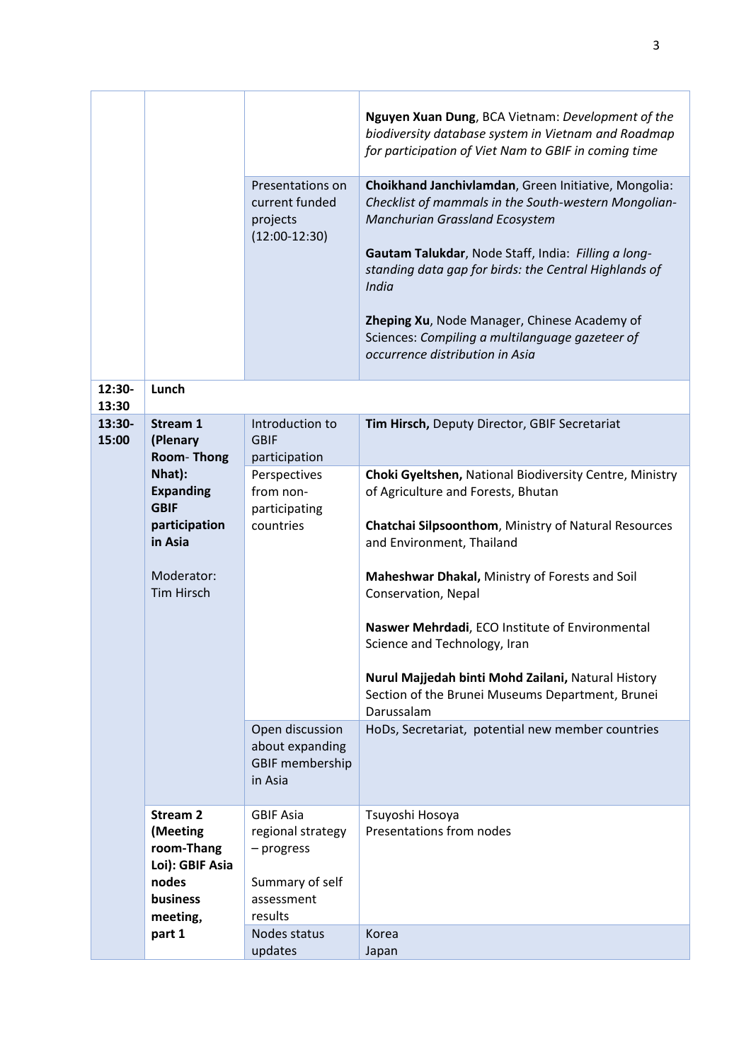| | | | |
|---|---|---|---|
| | | | **Nguyen Xuan Dung**, BCA Vietnam: *Development of the biodiversity database system in Vietnam and Roadmap for participation of Viet Nam to GBIF in coming time* |
| | | Presentations on current funded projects (12:00-12:30) | **Choikhand Janchivlamdan**, Green Initiative, Mongolia: *Checklist of mammals in the South-western Mongolian-Manchurian Grassland Ecosystem*<br><br>**Gautam Talukdar**, Node Staff, India: *Filling a long-standing data gap for birds: the Central Highlands of India*<br><br>**Zheping Xu**, Node Manager, Chinese Academy of Sciences: *Compiling a multilanguage gazeteer of occurrence distribution in Asia* |
| **12:30-13:30** | **Lunch** | | |
| **13:30-15:00** | **Stream 1 (Plenary Room- Thong Nhat): Expanding GBIF participation in Asia**<br><br>Moderator: Tim Hirsch | Introduction to GBIF participation | **Tim Hirsch,** Deputy Director, GBIF Secretariat |
| | | Perspectives from non-participating countries | **Choki Gyeltshen,** National Biodiversity Centre, Ministry of Agriculture and Forests, Bhutan<br><br>**Chatchai Silpsoonthom**, Ministry of Natural Resources and Environment, Thailand<br><br>**Maheshwar Dhakal,** Ministry of Forests and Soil Conservation, Nepal<br><br>**Naswer Mehrdadi**, ECO Institute of Environmental Science and Technology, Iran<br><br>**Nurul Majjedah binti Mohd Zailani,** Natural History Section of the Brunei Museums Department, Brunei Darussalam |
| | | Open discussion about expanding GBIF membership in Asia | HoDs, Secretariat, potential new member countries |
| | **Stream 2 (Meeting room-Thang Loi): GBIF Asia nodes business meeting, part 1** | GBIF Asia regional strategy – progress<br><br>Summary of self assessment results | Tsuyoshi Hosoya<br>Presentations from nodes |
| | | Nodes status updates | Korea<br>Japan |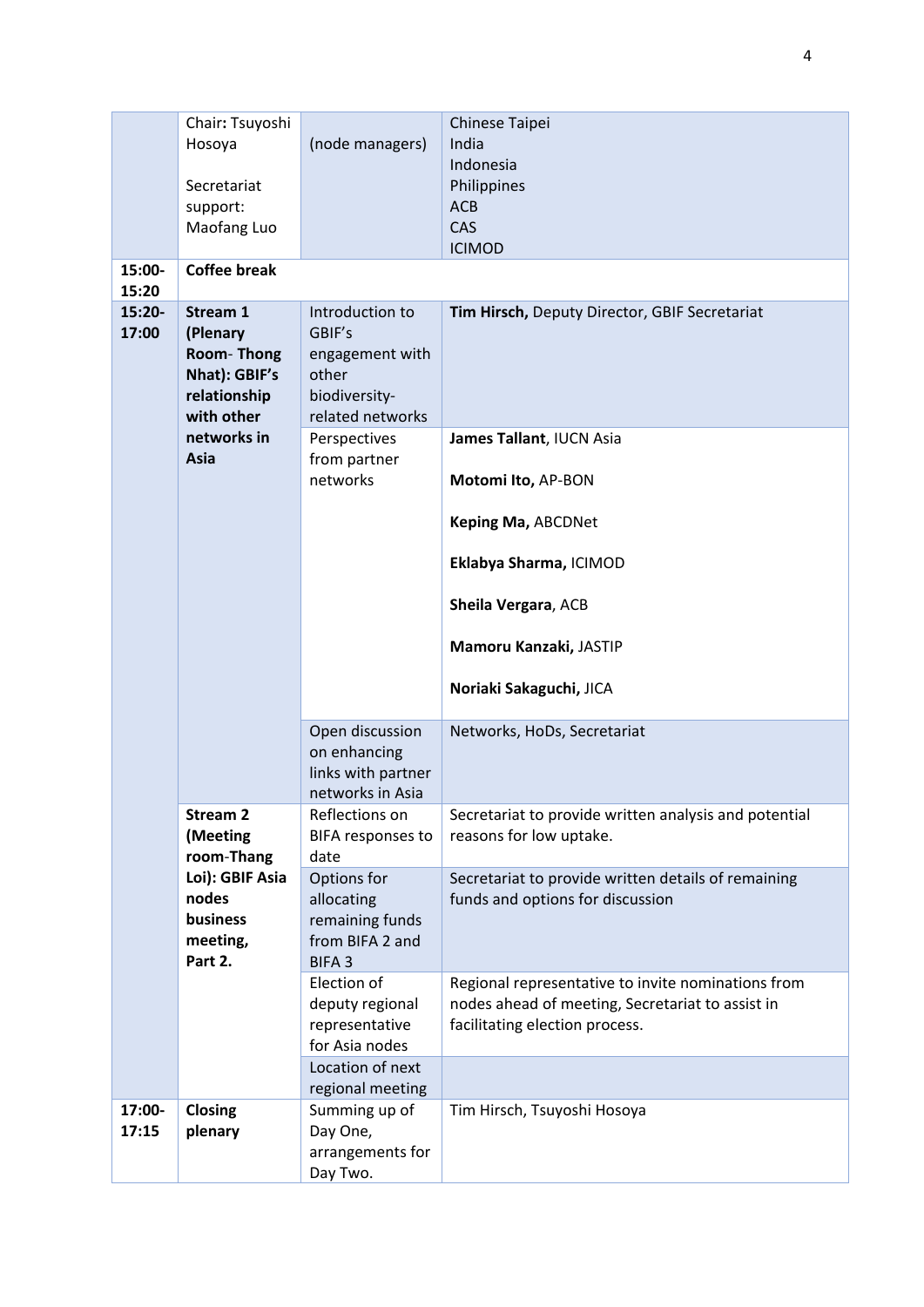| | | | |
|---|---|---|---|
| | Chair: Tsuyoshi Hosoya<br><br>Secretariat support: Maofang Luo | (node managers) | Chinese Taipei<br>India<br>Indonesia<br>Philippines<br>ACB<br>CAS<br>ICIMOD |
| **15:00-15:20** | **Coffee break** | | |
| **15:20-17:00** | **Stream 1 (Plenary Room- Thong Nhat): GBIF's relationship with other networks in Asia** | Introduction to GBIF's engagement with other biodiversity-related networks | **Tim Hirsch,** Deputy Director, GBIF Secretariat |
| | | Perspectives from partner networks | **James Tallant**, IUCN Asia<br><br>**Motomi Ito,** AP-BON<br><br>**Keping Ma,** ABCDNet<br><br>**Eklabya Sharma,** ICIMOD<br><br>**Sheila Vergara**, ACB<br><br>**Mamoru Kanzaki,** JASTIP<br><br>**Noriaki Sakaguchi,** JICA |
| | | Open discussion on enhancing links with partner networks in Asia | Networks, HoDs, Secretariat |
| | **Stream 2 (Meeting room-Thang Loi): GBIF Asia nodes business meeting, Part 2.** | Reflections on BIFA responses to date | Secretariat to provide written analysis and potential reasons for low uptake. |
| | | Options for allocating remaining funds from BIFA 2 and BIFA 3 | Secretariat to provide written details of remaining funds and options for discussion |
| | | Election of deputy regional representative for Asia nodes | Regional representative to invite nominations from nodes ahead of meeting, Secretariat to assist in facilitating election process. |
| | | Location of next regional meeting | |
| **17:00-17:15** | **Closing plenary** | Summing up of Day One, arrangements for Day Two. | Tim Hirsch, Tsuyoshi Hosoya |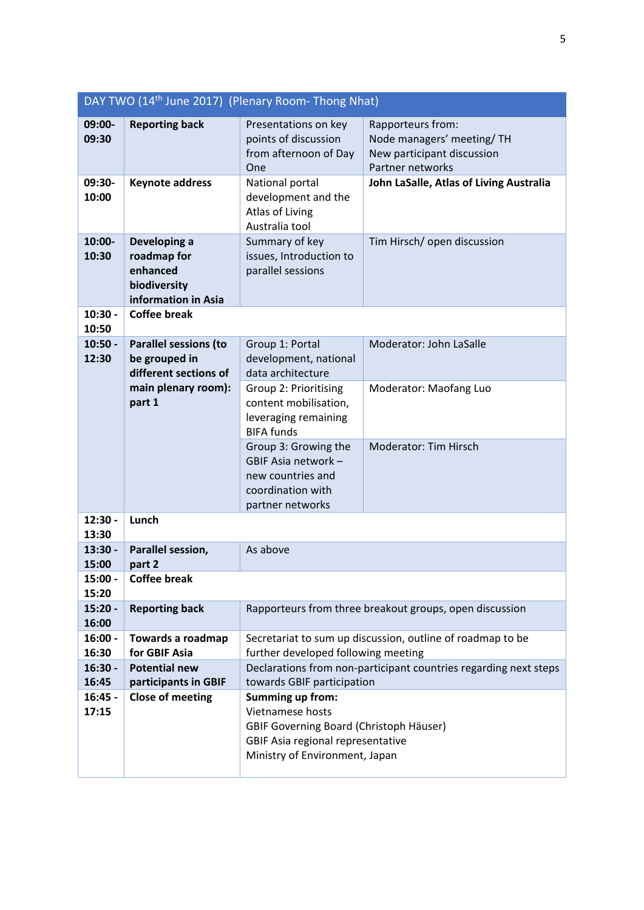| DAY TWO (14th June 2017) (Plenary Room- Thong Nhat) | | | |
|---|---|---|---|
| **09:00-09:30** | **Reporting back** | Presentations on key points of discussion from afternoon of Day One | Rapporteurs from: Node managers' meeting/ TH New participant discussion Partner networks |
| **09:30-10:00** | **Keynote address** | National portal development and the Atlas of Living Australia tool | **John LaSalle, Atlas of Living Australia** |
| **10:00-10:30** | **Developing a roadmap for enhanced biodiversity information in Asia** | Summary of key issues, Introduction to parallel sessions | Tim Hirsch/ open discussion |
| **10:30 - 10:50** | **Coffee break** | | |
| **10:50 - 12:30** | **Parallel sessions (to be grouped in different sections of main plenary room): part 1** | Group 1: Portal development, national data architecture | Moderator: John LaSalle |
| | | Group 2: Prioritising content mobilisation, leveraging remaining BIFA funds | Moderator: Maofang Luo |
| | | Group 3: Growing the GBIF Asia network – new countries and coordination with partner networks | Moderator: Tim Hirsch |
| **12:30 - 13:30** | **Lunch** | | |
| **13:30 - 15:00** | **Parallel session, part 2** | As above | |
| **15:00 - 15:20** | **Coffee break** | | |
| **15:20 - 16:00** | **Reporting back** | Rapporteurs from three breakout groups, open discussion | |
| **16:00 - 16:30** | **Towards a roadmap for GBIF Asia** | Secretariat to sum up discussion, outline of roadmap to be further developed following meeting | |
| **16:30 - 16:45** | **Potential new participants in GBIF** | Declarations from non-participant countries regarding next steps towards GBIF participation | |
| **16:45 - 17:15** | **Close of meeting** | **Summing up from:** Vietnamese hosts GBIF Governing Board (Christoph Häuser) GBIF Asia regional representative Ministry of Environment, Japan | |